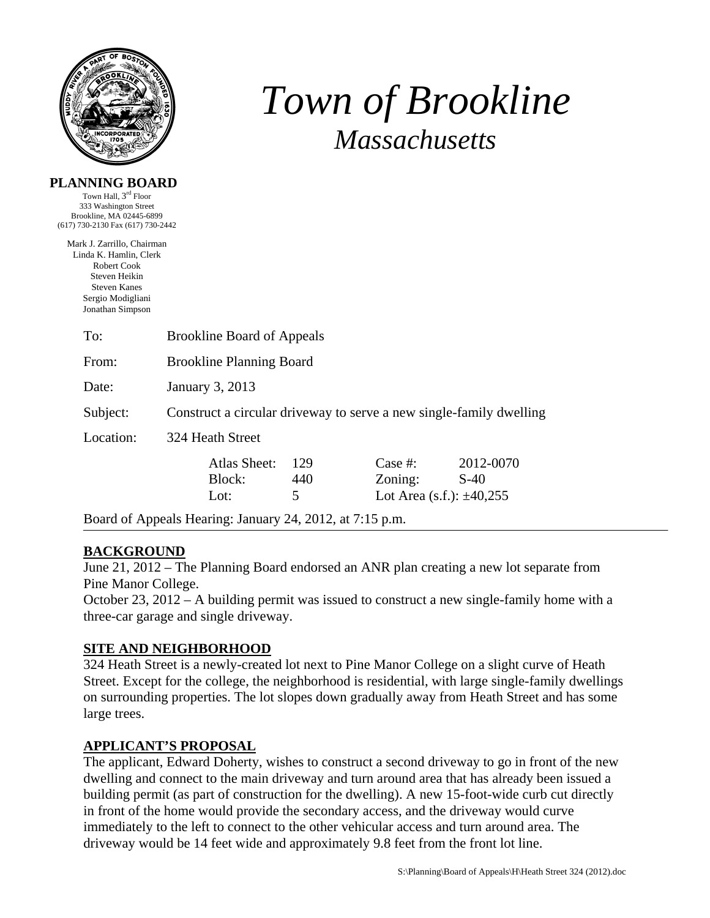# *Town of Brookline*
## *Massachusetts*

**PLANNING BOARD**
Town Hall, 3rd Floor
333 Washington Street
Brookline, MA 02445-6899
(617) 730-2130 Fax (617) 730-2442

Mark J. Zarrillo, Chairman
Linda K. Hamlin, Clerk
Robert Cook
Steven Heikin
Steven Kanes
Sergio Modigliani
Jonathan Simpson

To: Brookline Board of Appeals

From: Brookline Planning Board

Date: January 3, 2013

Subject: Construct a circular driveway to serve a new single-family dwelling

Location: 324 Heath Street

| | | | |
|---|---|---|---|
| Atlas Sheet: | 129 | Case #: | 2012-0070 |
| Block: | 440 | Zoning: | S-40 |
| Lot: | 5 | Lot Area (s.f.): ±40,255 | |

Board of Appeals Hearing: January 24, 2012, at 7:15 p.m.

## BACKGROUND

June 21, 2012 – The Planning Board endorsed an ANR plan creating a new lot separate from Pine Manor College.

October 23, 2012 – A building permit was issued to construct a new single-family home with a three-car garage and single driveway.

## SITE AND NEIGHBORHOOD

324 Heath Street is a newly-created lot next to Pine Manor College on a slight curve of Heath Street. Except for the college, the neighborhood is residential, with large single-family dwellings on surrounding properties. The lot slopes down gradually away from Heath Street and has some large trees.

## APPLICANT'S PROPOSAL

The applicant, Edward Doherty, wishes to construct a second driveway to go in front of the new dwelling and connect to the main driveway and turn around area that has already been issued a building permit (as part of construction for the dwelling). A new 15-foot-wide curb cut directly in front of the home would provide the secondary access, and the driveway would curve immediately to the left to connect to the other vehicular access and turn around area. The driveway would be 14 feet wide and approximately 9.8 feet from the front lot line.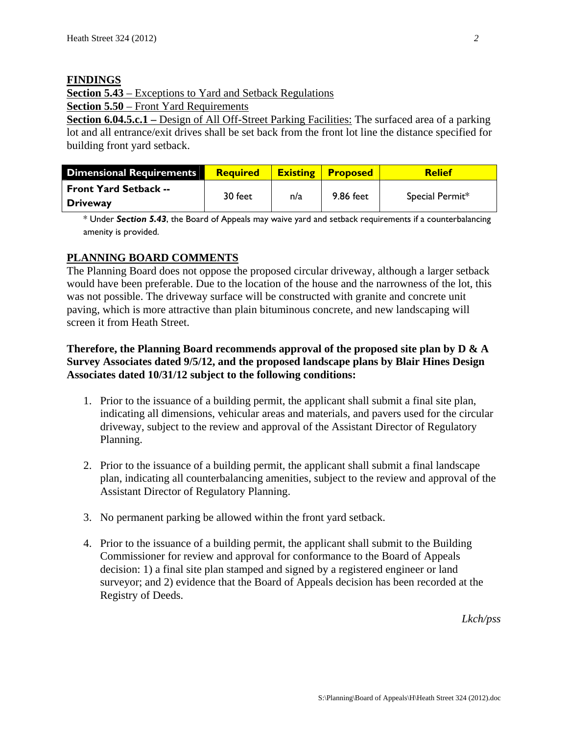## FINDINGS

**Section 5.43** – Exceptions to Yard and Setback Regulations

**Section 5.50** – Front Yard Requirements

**Section 6.04.5.c.1 –** Design of All Off-Street Parking Facilities: The surfaced area of a parking lot and all entrance/exit drives shall be set back from the front lot line the distance specified for building front yard setback.

| Dimensional Requirements | Required | Existing | Proposed | Relief |
|---|---|---|---|---|
| **Front Yard Setback -- Driveway** | 30 feet | n/a | 9.86 feet | Special Permit* |

\* Under ***Section 5.43***, the Board of Appeals may waive yard and setback requirements if a counterbalancing amenity is provided.

## PLANNING BOARD COMMENTS

The Planning Board does not oppose the proposed circular driveway, although a larger setback would have been preferable. Due to the location of the house and the narrowness of the lot, this was not possible. The driveway surface will be constructed with granite and concrete unit paving, which is more attractive than plain bituminous concrete, and new landscaping will screen it from Heath Street.

**Therefore, the Planning Board recommends approval of the proposed site plan by D & A Survey Associates dated 9/5/12, and the proposed landscape plans by Blair Hines Design Associates dated 10/31/12 subject to the following conditions:**

1. Prior to the issuance of a building permit, the applicant shall submit a final site plan, indicating all dimensions, vehicular areas and materials, and pavers used for the circular driveway, subject to the review and approval of the Assistant Director of Regulatory Planning.

2. Prior to the issuance of a building permit, the applicant shall submit a final landscape plan, indicating all counterbalancing amenities, subject to the review and approval of the Assistant Director of Regulatory Planning.

3. No permanent parking be allowed within the front yard setback.

4. Prior to the issuance of a building permit, the applicant shall submit to the Building Commissioner for review and approval for conformance to the Board of Appeals decision: 1) a final site plan stamped and signed by a registered engineer or land surveyor; and 2) evidence that the Board of Appeals decision has been recorded at the Registry of Deeds.

*Lkch/pss*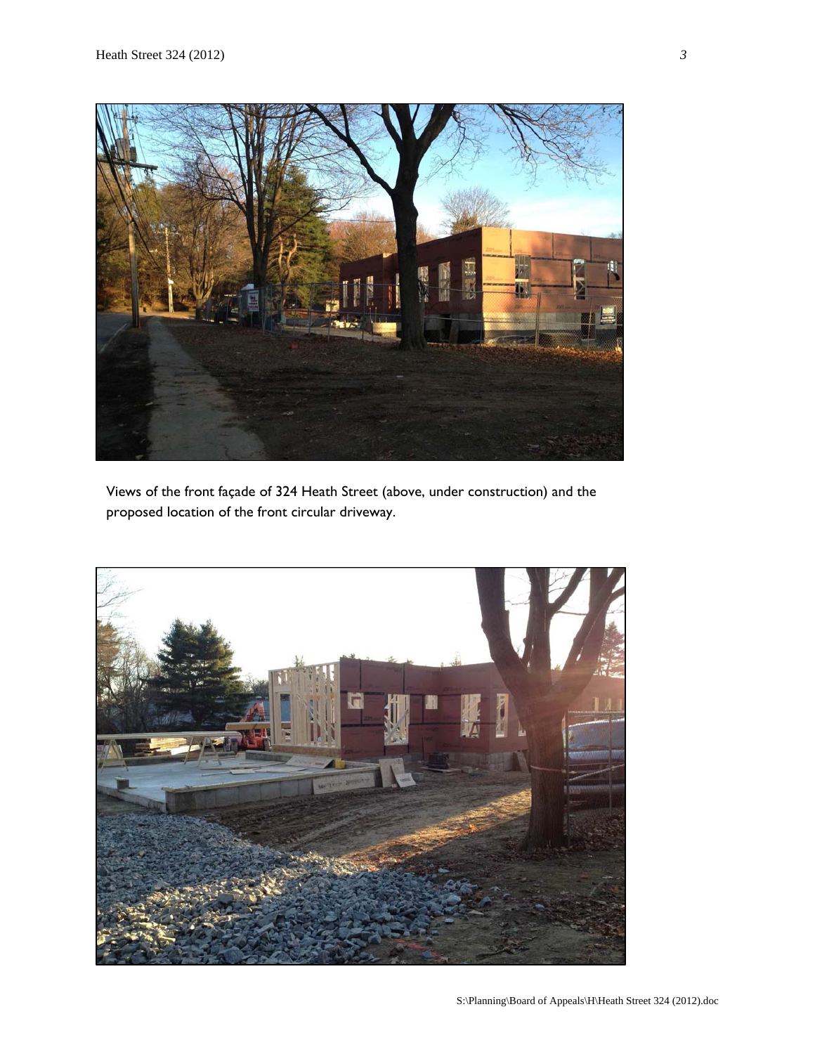Views of the front façade of 324 Heath Street (above, under construction) and the proposed location of the front circular driveway.